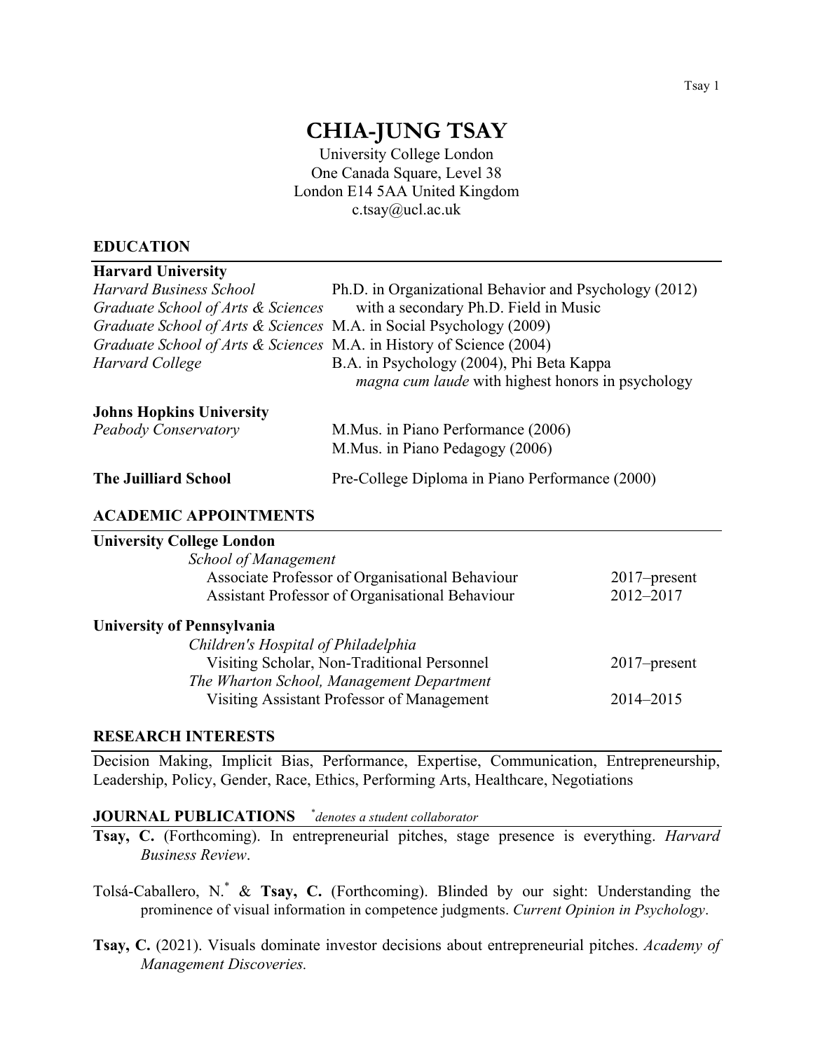# CHIA-JUNG TSAY

University College London
One Canada Square, Level 38
London E14 5AA United Kingdom
c.tsay@ucl.ac.uk

## EDUCATION

**Harvard University**

| | |
|---|---|
| *Harvard Business School* | Ph.D. in Organizational Behavior and Psychology (2012) |
| *Graduate School of Arts & Sciences* | with a secondary Ph.D. Field in Music |
| *Graduate School of Arts & Sciences* | M.A. in Social Psychology (2009) |
| *Graduate School of Arts & Sciences* | M.A. in History of Science (2004) |
| *Harvard College* | B.A. in Psychology (2004), Phi Beta Kappa |
| | *magna cum laude* with highest honors in psychology |

**Johns Hopkins University**

| | |
|---|---|
| *Peabody Conservatory* | M.Mus. in Piano Performance (2006) |
| | M.Mus. in Piano Pedagogy (2006) |

**The Juilliard School** — Pre-College Diploma in Piano Performance (2000)

## ACADEMIC APPOINTMENTS

**University College London**

*School of Management*

| | |
|---|---|
| Associate Professor of Organisational Behaviour | 2017–present |
| Assistant Professor of Organisational Behaviour | 2012–2017 |

**University of Pennsylvania**

*Children's Hospital of Philadelphia*

| | |
|---|---|
| Visiting Scholar, Non-Traditional Personnel | 2017–present |

*The Wharton School, Management Department*

| | |
|---|---|
| Visiting Assistant Professor of Management | 2014–2015 |

## RESEARCH INTERESTS

Decision Making, Implicit Bias, Performance, Expertise, Communication, Entrepreneurship, Leadership, Policy, Gender, Race, Ethics, Performing Arts, Healthcare, Negotiations

## JOURNAL PUBLICATIONS

*denotes a student collaborator (marked [*])

**Tsay, C.** (Forthcoming). In entrepreneurial pitches, stage presence is everything. *Harvard Business Review*.

Tolsá-Caballero, N.[*] & **Tsay, C.** (Forthcoming). Blinded by our sight: Understanding the prominence of visual information in competence judgments. *Current Opinion in Psychology*.

**Tsay, C.** (2021). Visuals dominate investor decisions about entrepreneurial pitches. *Academy of Management Discoveries.*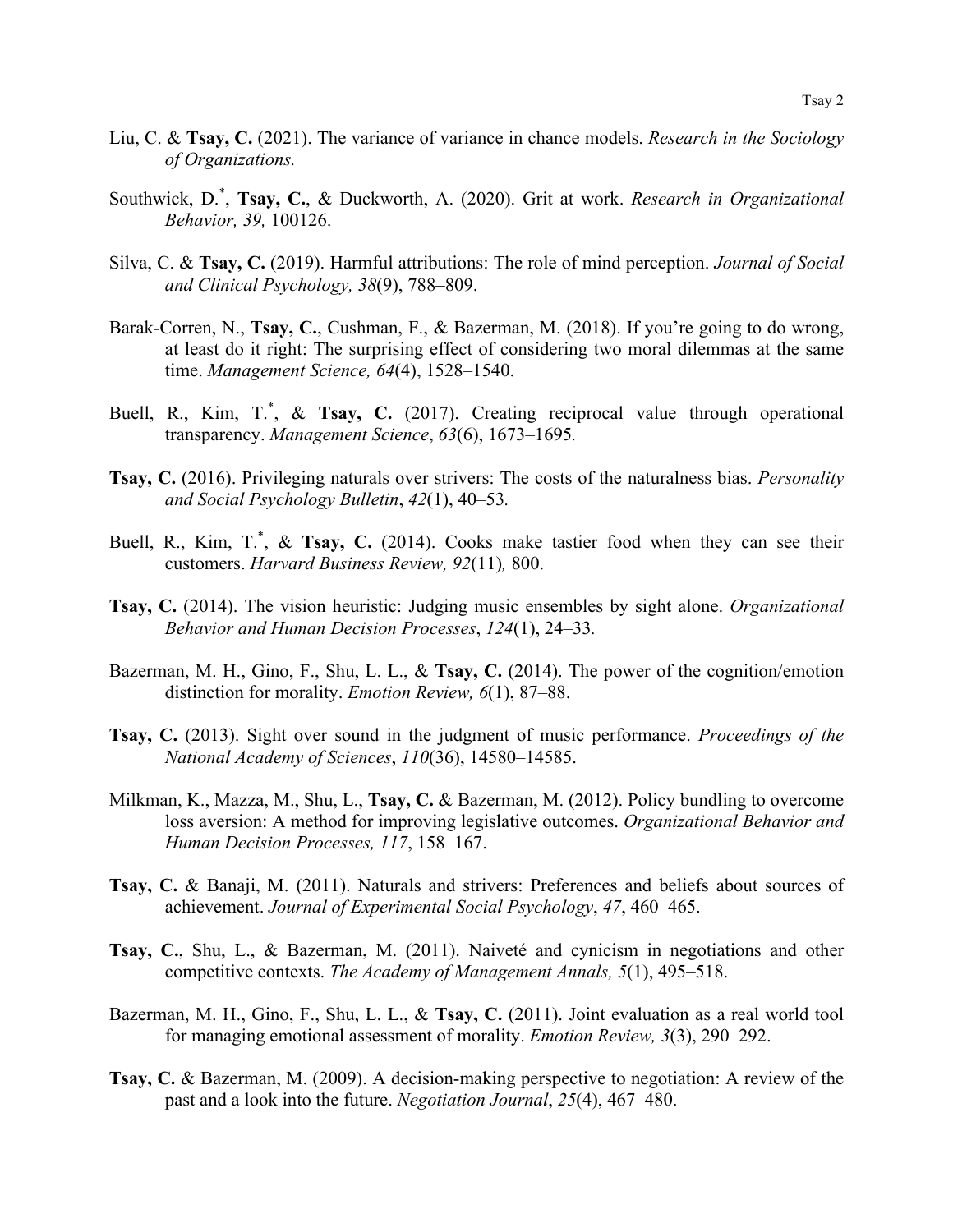Liu, C. & **Tsay, C.** (2021). The variance of variance in chance models. *Research in the Sociology of Organizations.*

Southwick, D.[*], **Tsay, C.**, & Duckworth, A. (2020). Grit at work. *Research in Organizational Behavior, 39,* 100126.

Silva, C. & **Tsay, C.** (2019). Harmful attributions: The role of mind perception. *Journal of Social and Clinical Psychology, 38*(9), 788–809.

Barak-Corren, N., **Tsay, C.**, Cushman, F., & Bazerman, M. (2018). If you're going to do wrong, at least do it right: The surprising effect of considering two moral dilemmas at the same time. *Management Science, 64*(4), 1528–1540.

Buell, R., Kim, T.[*], & **Tsay, C.** (2017). Creating reciprocal value through operational transparency. *Management Science*, *63*(6), 1673–1695.

**Tsay, C.** (2016). Privileging naturals over strivers: The costs of the naturalness bias. *Personality and Social Psychology Bulletin*, *42*(1), 40–53.

Buell, R., Kim, T.[*], & **Tsay, C.** (2014). Cooks make tastier food when they can see their customers. *Harvard Business Review, 92*(11)*,* 800.

**Tsay, C.** (2014). The vision heuristic: Judging music ensembles by sight alone. *Organizational Behavior and Human Decision Processes*, *124*(1), 24–33.

Bazerman, M. H., Gino, F., Shu, L. L., & **Tsay, C.** (2014). The power of the cognition/emotion distinction for morality. *Emotion Review, 6*(1), 87–88.

**Tsay, C.** (2013). Sight over sound in the judgment of music performance. *Proceedings of the National Academy of Sciences*, *110*(36), 14580–14585.

Milkman, K., Mazza, M., Shu, L., **Tsay, C.** & Bazerman, M. (2012). Policy bundling to overcome loss aversion: A method for improving legislative outcomes. *Organizational Behavior and Human Decision Processes, 117*, 158–167.

**Tsay, C.** & Banaji, M. (2011). Naturals and strivers: Preferences and beliefs about sources of achievement. *Journal of Experimental Social Psychology*, *47*, 460–465.

**Tsay, C.**, Shu, L., & Bazerman, M. (2011). Naiveté and cynicism in negotiations and other competitive contexts. *The Academy of Management Annals, 5*(1), 495–518.

Bazerman, M. H., Gino, F., Shu, L. L., & **Tsay, C.** (2011). Joint evaluation as a real world tool for managing emotional assessment of morality. *Emotion Review, 3*(3), 290–292.

**Tsay, C.** & Bazerman, M. (2009). A decision-making perspective to negotiation: A review of the past and a look into the future. *Negotiation Journal*, *25*(4), 467–480.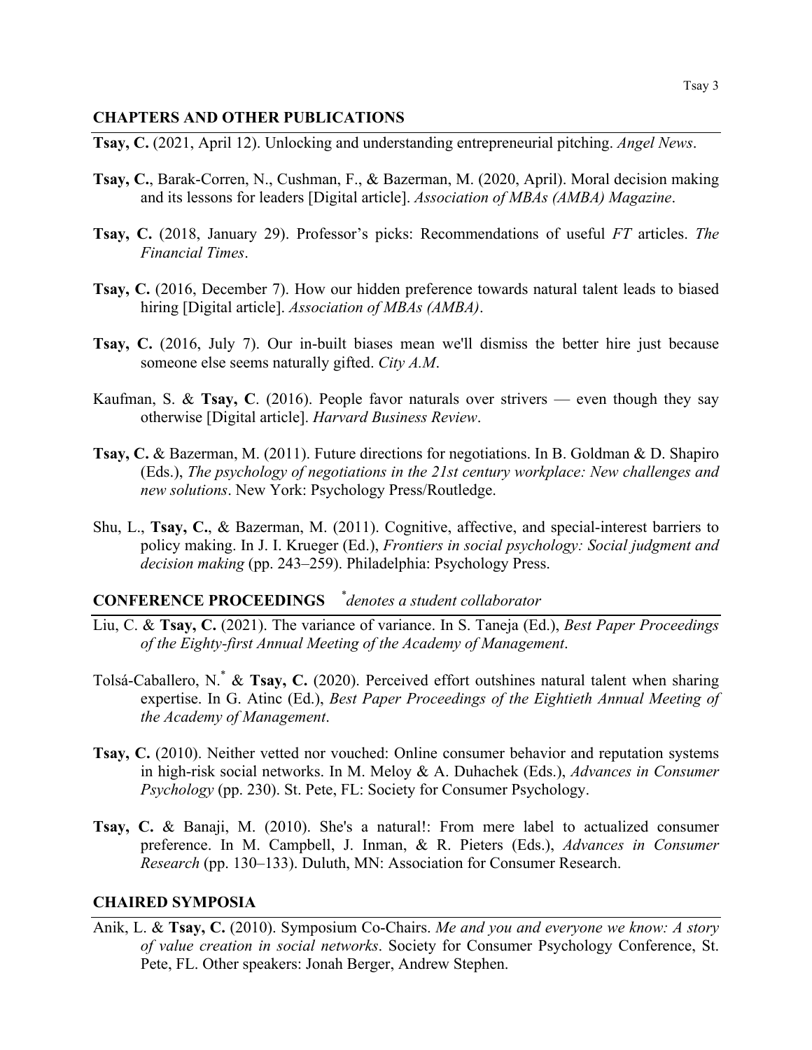## CHAPTERS AND OTHER PUBLICATIONS

**Tsay, C.** (2021, April 12). Unlocking and understanding entrepreneurial pitching. *Angel News*.

**Tsay, C.**, Barak-Corren, N., Cushman, F., & Bazerman, M. (2020, April). Moral decision making and its lessons for leaders [Digital article]. *Association of MBAs (AMBA) Magazine*.

**Tsay, C.** (2018, January 29). Professor's picks: Recommendations of useful *FT* articles. *The Financial Times*.

**Tsay, C.** (2016, December 7). How our hidden preference towards natural talent leads to biased hiring [Digital article]. *Association of MBAs (AMBA)*.

**Tsay, C.** (2016, July 7). Our in-built biases mean we'll dismiss the better hire just because someone else seems naturally gifted. *City A.M*.

Kaufman, S. & **Tsay, C**. (2016). People favor naturals over strivers — even though they say otherwise [Digital article]. *Harvard Business Review*.

**Tsay, C.** & Bazerman, M. (2011). Future directions for negotiations. In B. Goldman & D. Shapiro (Eds.), *The psychology of negotiations in the 21st century workplace: New challenges and new solutions*. New York: Psychology Press/Routledge.

Shu, L., **Tsay, C.**, & Bazerman, M. (2011). Cognitive, affective, and special-interest barriers to policy making. In J. I. Krueger (Ed.), *Frontiers in social psychology: Social judgment and decision making* (pp. 243–259). Philadelphia: Psychology Press.

## CONFERENCE PROCEEDINGS *\*denotes a student collaborator*

Liu, C. & **Tsay, C.** (2021). The variance of variance. In S. Taneja (Ed.), *Best Paper Proceedings of the Eighty-first Annual Meeting of the Academy of Management*.

Tolsá-Caballero, N.* & **Tsay, C.** (2020). Perceived effort outshines natural talent when sharing expertise. In G. Atinc (Ed.), *Best Paper Proceedings of the Eightieth Annual Meeting of the Academy of Management*.

**Tsay, C.** (2010). Neither vetted nor vouched: Online consumer behavior and reputation systems in high-risk social networks. In M. Meloy & A. Duhachek (Eds.), *Advances in Consumer Psychology* (pp. 230). St. Pete, FL: Society for Consumer Psychology.

**Tsay, C.** & Banaji, M. (2010). She's a natural!: From mere label to actualized consumer preference. In M. Campbell, J. Inman, & R. Pieters (Eds.), *Advances in Consumer Research* (pp. 130–133). Duluth, MN: Association for Consumer Research.

## CHAIRED SYMPOSIA

Anik, L. & **Tsay, C.** (2010). Symposium Co-Chairs. *Me and you and everyone we know: A story of value creation in social networks*. Society for Consumer Psychology Conference, St. Pete, FL. Other speakers: Jonah Berger, Andrew Stephen.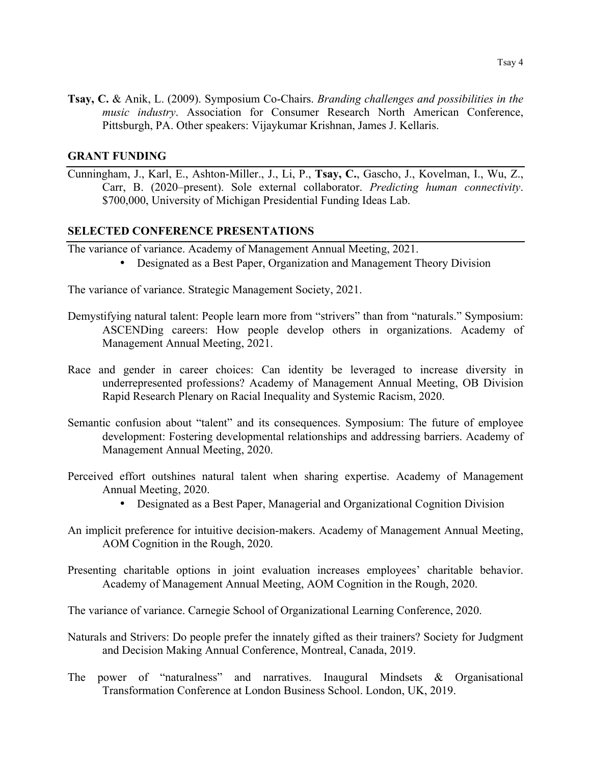**Tsay, C.** & Anik, L. (2009). Symposium Co-Chairs. *Branding challenges and possibilities in the music industry*. Association for Consumer Research North American Conference, Pittsburgh, PA. Other speakers: Vijaykumar Krishnan, James J. Kellaris.

## GRANT FUNDING

Cunningham, J., Karl, E., Ashton-Miller., J., Li, P., **Tsay, C.**, Gascho, J., Kovelman, I., Wu, Z., Carr, B. (2020–present). Sole external collaborator. *Predicting human connectivity*. $700,000, University of Michigan Presidential Funding Ideas Lab.

## SELECTED CONFERENCE PRESENTATIONS

The variance of variance. Academy of Management Annual Meeting, 2021.

- Designated as a Best Paper, Organization and Management Theory Division

The variance of variance. Strategic Management Society, 2021.

Demystifying natural talent: People learn more from "strivers" than from "naturals." Symposium: ASCENDing careers: How people develop others in organizations. Academy of Management Annual Meeting, 2021.

Race and gender in career choices: Can identity be leveraged to increase diversity in underrepresented professions? Academy of Management Annual Meeting, OB Division Rapid Research Plenary on Racial Inequality and Systemic Racism, 2020.

Semantic confusion about "talent" and its consequences. Symposium: The future of employee development: Fostering developmental relationships and addressing barriers. Academy of Management Annual Meeting, 2020.

Perceived effort outshines natural talent when sharing expertise. Academy of Management Annual Meeting, 2020.

- Designated as a Best Paper, Managerial and Organizational Cognition Division

An implicit preference for intuitive decision-makers. Academy of Management Annual Meeting, AOM Cognition in the Rough, 2020.

Presenting charitable options in joint evaluation increases employees' charitable behavior. Academy of Management Annual Meeting, AOM Cognition in the Rough, 2020.

The variance of variance. Carnegie School of Organizational Learning Conference, 2020.

Naturals and Strivers: Do people prefer the innately gifted as their trainers? Society for Judgment and Decision Making Annual Conference, Montreal, Canada, 2019.

The power of "naturalness" and narratives. Inaugural Mindsets & Organisational Transformation Conference at London Business School. London, UK, 2019.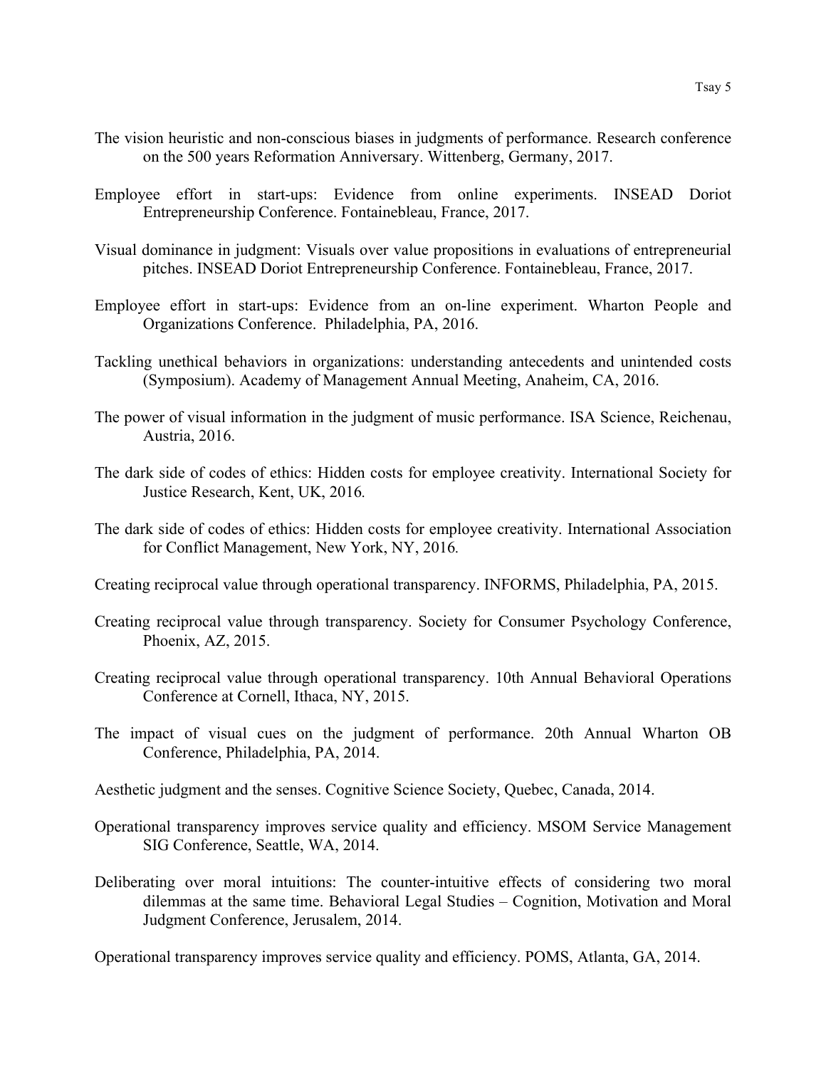The vision heuristic and non-conscious biases in judgments of performance. Research conference on the 500 years Reformation Anniversary. Wittenberg, Germany, 2017.

Employee effort in start-ups: Evidence from online experiments. INSEAD Doriot Entrepreneurship Conference. Fontainebleau, France, 2017.

Visual dominance in judgment: Visuals over value propositions in evaluations of entrepreneurial pitches. INSEAD Doriot Entrepreneurship Conference. Fontainebleau, France, 2017.

Employee effort in start-ups: Evidence from an on-line experiment. Wharton People and Organizations Conference. Philadelphia, PA, 2016.

Tackling unethical behaviors in organizations: understanding antecedents and unintended costs (Symposium). Academy of Management Annual Meeting, Anaheim, CA, 2016.

The power of visual information in the judgment of music performance. ISA Science, Reichenau, Austria, 2016.

The dark side of codes of ethics: Hidden costs for employee creativity. International Society for Justice Research, Kent, UK, 2016.

The dark side of codes of ethics: Hidden costs for employee creativity. International Association for Conflict Management, New York, NY, 2016.

Creating reciprocal value through operational transparency. INFORMS, Philadelphia, PA, 2015.

Creating reciprocal value through transparency. Society for Consumer Psychology Conference, Phoenix, AZ, 2015.

Creating reciprocal value through operational transparency. 10th Annual Behavioral Operations Conference at Cornell, Ithaca, NY, 2015.

The impact of visual cues on the judgment of performance. 20th Annual Wharton OB Conference, Philadelphia, PA, 2014.

Aesthetic judgment and the senses. Cognitive Science Society, Quebec, Canada, 2014.

Operational transparency improves service quality and efficiency. MSOM Service Management SIG Conference, Seattle, WA, 2014.

Deliberating over moral intuitions: The counter-intuitive effects of considering two moral dilemmas at the same time. Behavioral Legal Studies – Cognition, Motivation and Moral Judgment Conference, Jerusalem, 2014.

Operational transparency improves service quality and efficiency. POMS, Atlanta, GA, 2014.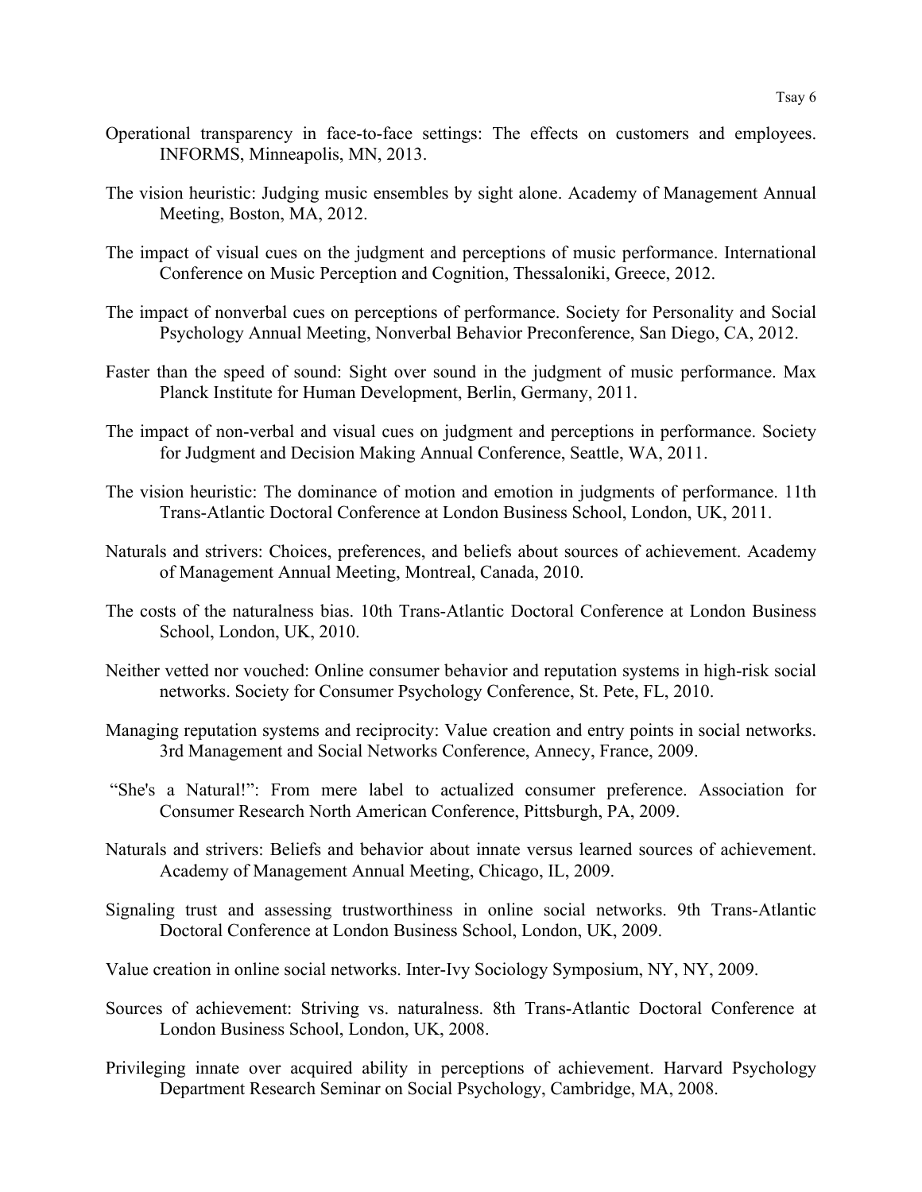Operational transparency in face-to-face settings: The effects on customers and employees. INFORMS, Minneapolis, MN, 2013.

The vision heuristic: Judging music ensembles by sight alone. Academy of Management Annual Meeting, Boston, MA, 2012.

The impact of visual cues on the judgment and perceptions of music performance. International Conference on Music Perception and Cognition, Thessaloniki, Greece, 2012.

The impact of nonverbal cues on perceptions of performance. Society for Personality and Social Psychology Annual Meeting, Nonverbal Behavior Preconference, San Diego, CA, 2012.

Faster than the speed of sound: Sight over sound in the judgment of music performance. Max Planck Institute for Human Development, Berlin, Germany, 2011.

The impact of non-verbal and visual cues on judgment and perceptions in performance. Society for Judgment and Decision Making Annual Conference, Seattle, WA, 2011.

The vision heuristic: The dominance of motion and emotion in judgments of performance. 11th Trans-Atlantic Doctoral Conference at London Business School, London, UK, 2011.

Naturals and strivers: Choices, preferences, and beliefs about sources of achievement. Academy of Management Annual Meeting, Montreal, Canada, 2010.

The costs of the naturalness bias. 10th Trans-Atlantic Doctoral Conference at London Business School, London, UK, 2010.

Neither vetted nor vouched: Online consumer behavior and reputation systems in high-risk social networks. Society for Consumer Psychology Conference, St. Pete, FL, 2010.

Managing reputation systems and reciprocity: Value creation and entry points in social networks. 3rd Management and Social Networks Conference, Annecy, France, 2009.

"She's a Natural!": From mere label to actualized consumer preference. Association for Consumer Research North American Conference, Pittsburgh, PA, 2009.

Naturals and strivers: Beliefs and behavior about innate versus learned sources of achievement. Academy of Management Annual Meeting, Chicago, IL, 2009.

Signaling trust and assessing trustworthiness in online social networks. 9th Trans-Atlantic Doctoral Conference at London Business School, London, UK, 2009.

Value creation in online social networks. Inter-Ivy Sociology Symposium, NY, NY, 2009.

Sources of achievement: Striving vs. naturalness. 8th Trans-Atlantic Doctoral Conference at London Business School, London, UK, 2008.

Privileging innate over acquired ability in perceptions of achievement. Harvard Psychology Department Research Seminar on Social Psychology, Cambridge, MA, 2008.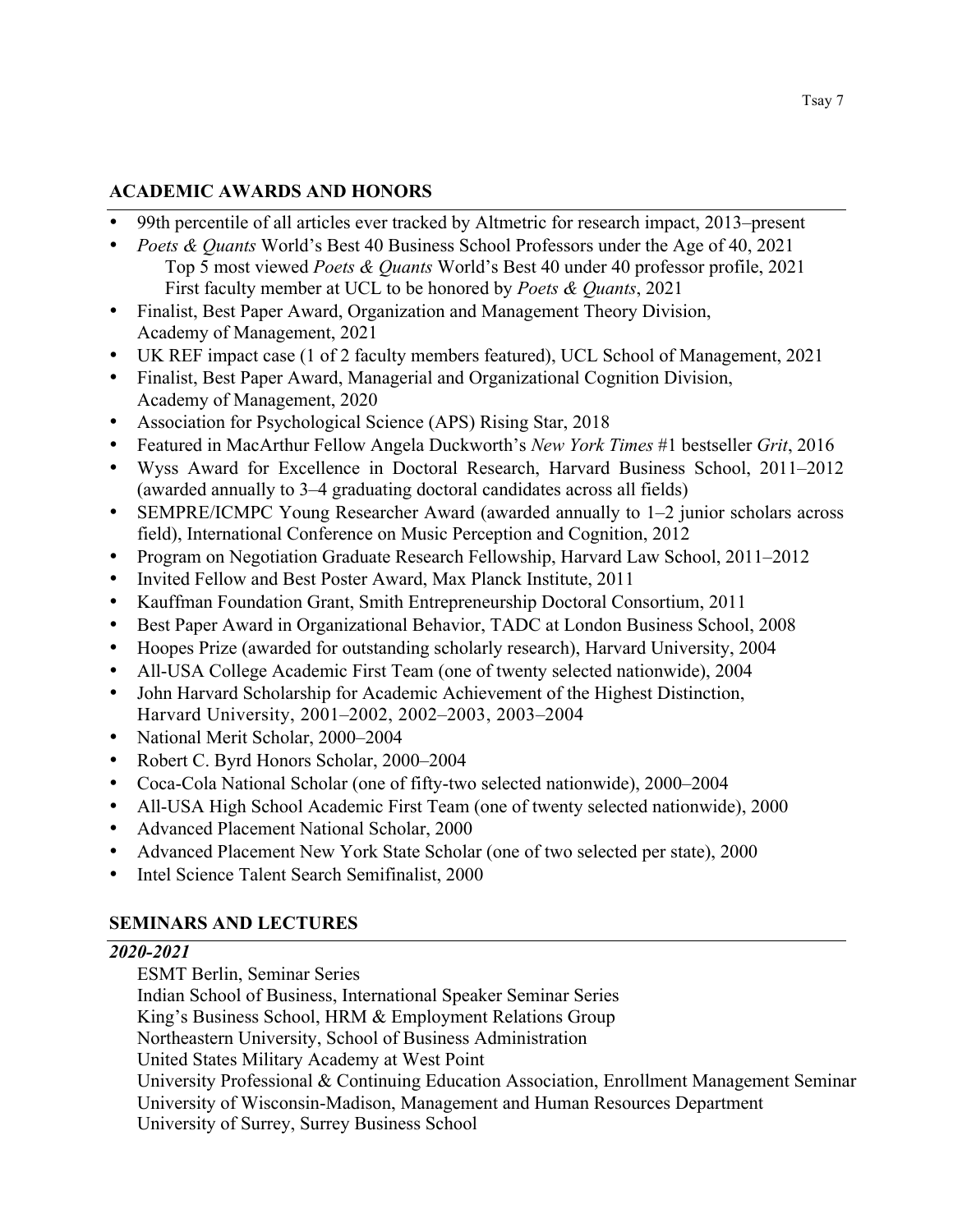## ACADEMIC AWARDS AND HONORS

- 99th percentile of all articles ever tracked by Altmetric for research impact, 2013–present
- *Poets & Quants* World's Best 40 Business School Professors under the Age of 40, 2021
  - Top 5 most viewed *Poets & Quants* World's Best 40 under 40 professor profile, 2021
  - First faculty member at UCL to be honored by *Poets & Quants*, 2021
- Finalist, Best Paper Award, Organization and Management Theory Division, Academy of Management, 2021
- UK REF impact case (1 of 2 faculty members featured), UCL School of Management, 2021
- Finalist, Best Paper Award, Managerial and Organizational Cognition Division, Academy of Management, 2020
- Association for Psychological Science (APS) Rising Star, 2018
- Featured in MacArthur Fellow Angela Duckworth's *New York Times* #1 bestseller *Grit*, 2016
- Wyss Award for Excellence in Doctoral Research, Harvard Business School, 2011–2012 (awarded annually to 3–4 graduating doctoral candidates across all fields)
- SEMPRE/ICMPC Young Researcher Award (awarded annually to 1–2 junior scholars across field), International Conference on Music Perception and Cognition, 2012
- Program on Negotiation Graduate Research Fellowship, Harvard Law School, 2011–2012
- Invited Fellow and Best Poster Award, Max Planck Institute, 2011
- Kauffman Foundation Grant, Smith Entrepreneurship Doctoral Consortium, 2011
- Best Paper Award in Organizational Behavior, TADC at London Business School, 2008
- Hoopes Prize (awarded for outstanding scholarly research), Harvard University, 2004
- All-USA College Academic First Team (one of twenty selected nationwide), 2004
- John Harvard Scholarship for Academic Achievement of the Highest Distinction, Harvard University, 2001–2002, 2002–2003, 2003–2004
- National Merit Scholar, 2000–2004
- Robert C. Byrd Honors Scholar, 2000–2004
- Coca-Cola National Scholar (one of fifty-two selected nationwide), 2000–2004
- All-USA High School Academic First Team (one of twenty selected nationwide), 2000
- Advanced Placement National Scholar, 2000
- Advanced Placement New York State Scholar (one of two selected per state), 2000
- Intel Science Talent Search Semifinalist, 2000

## SEMINARS AND LECTURES

***2020-2021***

ESMT Berlin, Seminar Series
Indian School of Business, International Speaker Seminar Series
King's Business School, HRM & Employment Relations Group
Northeastern University, School of Business Administration
United States Military Academy at West Point
University Professional & Continuing Education Association, Enrollment Management Seminar
University of Wisconsin-Madison, Management and Human Resources Department
University of Surrey, Surrey Business School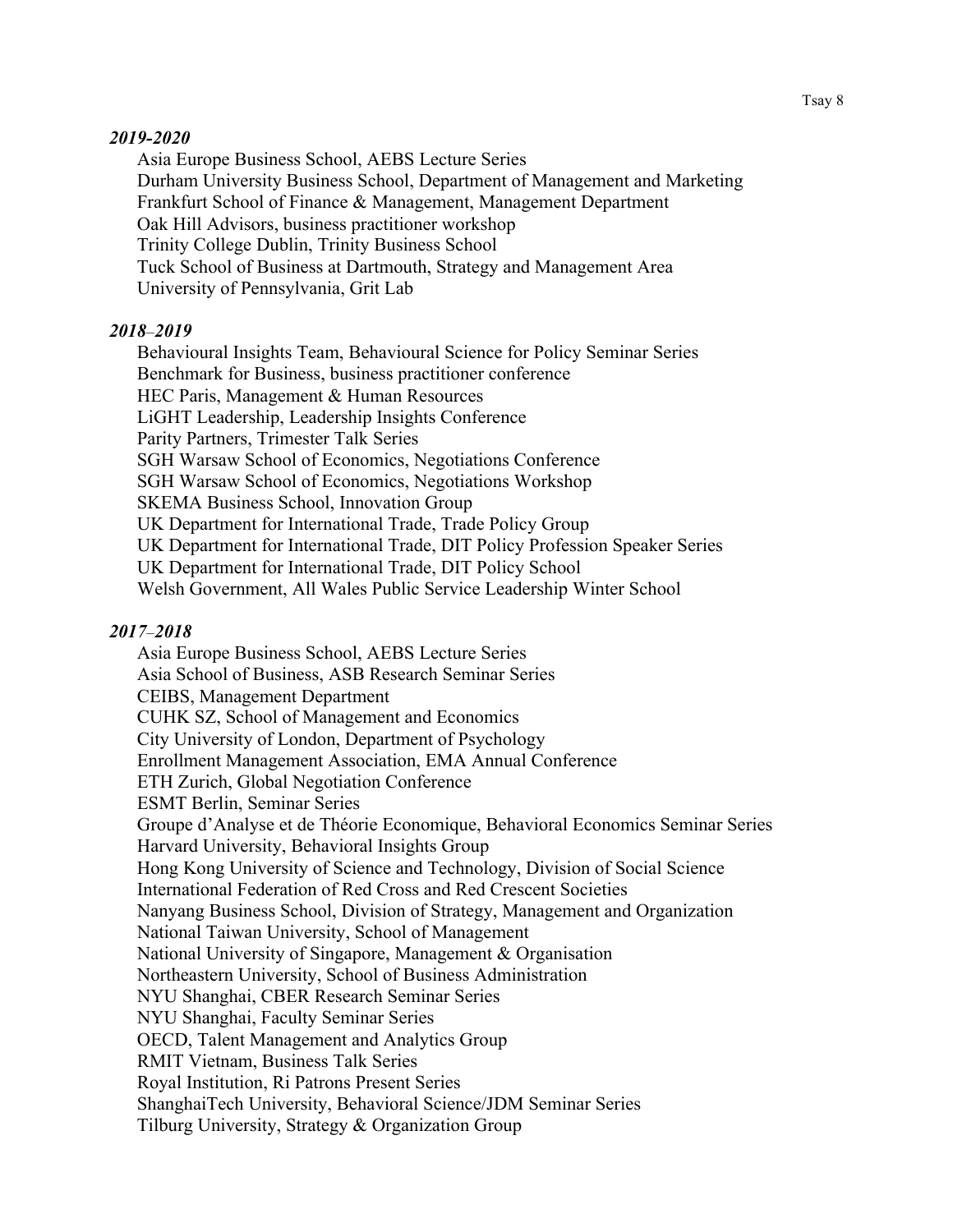*2019-2020*

Asia Europe Business School, AEBS Lecture Series
Durham University Business School, Department of Management and Marketing
Frankfurt School of Finance & Management, Management Department
Oak Hill Advisors, business practitioner workshop
Trinity College Dublin, Trinity Business School
Tuck School of Business at Dartmouth, Strategy and Management Area
University of Pennsylvania, Grit Lab

*2018–2019*

Behavioural Insights Team, Behavioural Science for Policy Seminar Series
Benchmark for Business, business practitioner conference
HEC Paris, Management & Human Resources
LiGHT Leadership, Leadership Insights Conference
Parity Partners, Trimester Talk Series
SGH Warsaw School of Economics, Negotiations Conference
SGH Warsaw School of Economics, Negotiations Workshop
SKEMA Business School, Innovation Group
UK Department for International Trade, Trade Policy Group
UK Department for International Trade, DIT Policy Profession Speaker Series
UK Department for International Trade, DIT Policy School
Welsh Government, All Wales Public Service Leadership Winter School

*2017–2018*

Asia Europe Business School, AEBS Lecture Series
Asia School of Business, ASB Research Seminar Series
CEIBS, Management Department
CUHK SZ, School of Management and Economics
City University of London, Department of Psychology
Enrollment Management Association, EMA Annual Conference
ETH Zurich, Global Negotiation Conference
ESMT Berlin, Seminar Series
Groupe d'Analyse et de Théorie Economique, Behavioral Economics Seminar Series
Harvard University, Behavioral Insights Group
Hong Kong University of Science and Technology, Division of Social Science
International Federation of Red Cross and Red Crescent Societies
Nanyang Business School, Division of Strategy, Management and Organization
National Taiwan University, School of Management
National University of Singapore, Management & Organisation
Northeastern University, School of Business Administration
NYU Shanghai, CBER Research Seminar Series
NYU Shanghai, Faculty Seminar Series
OECD, Talent Management and Analytics Group
RMIT Vietnam, Business Talk Series
Royal Institution, Ri Patrons Present Series
ShanghaiTech University, Behavioral Science/JDM Seminar Series
Tilburg University, Strategy & Organization Group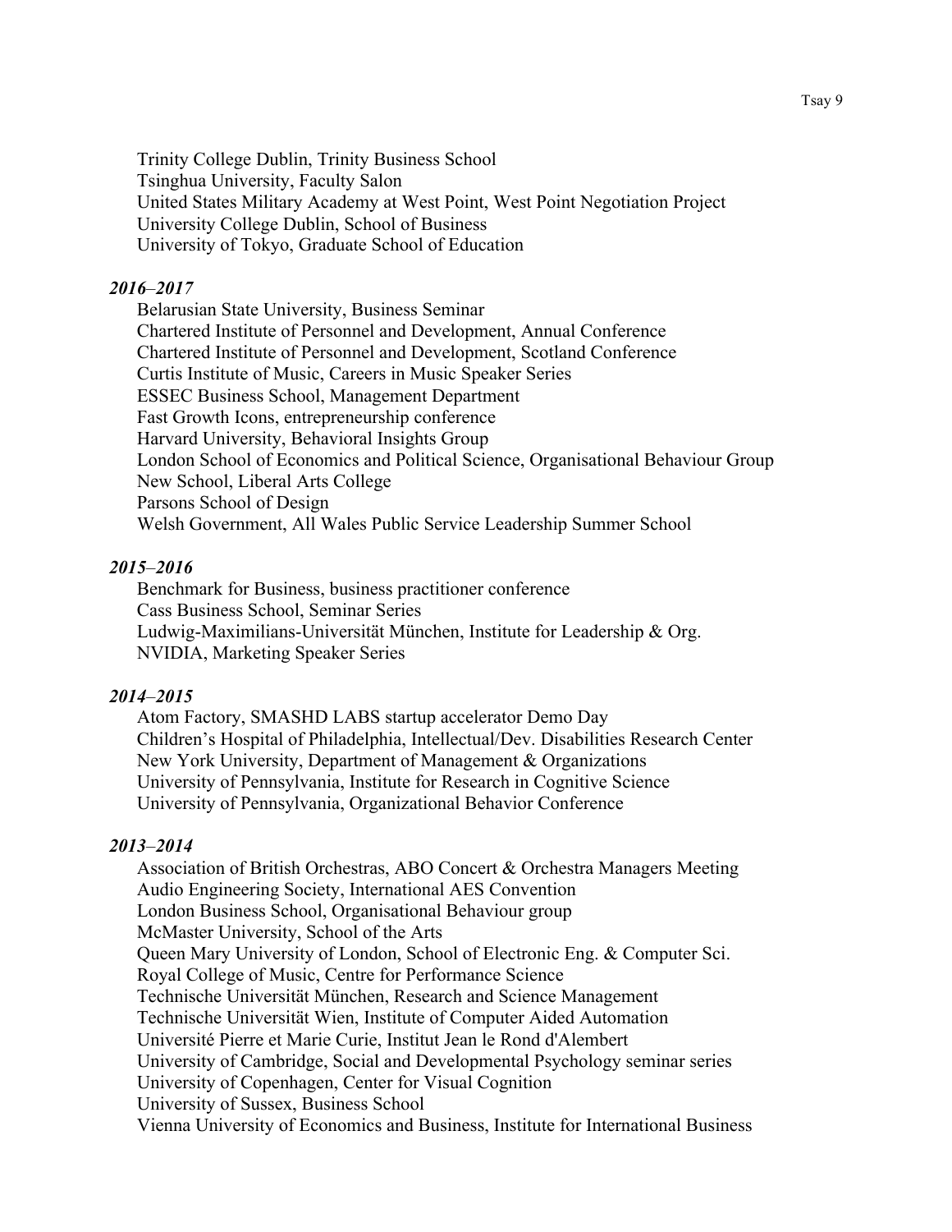Trinity College Dublin, Trinity Business School
Tsinghua University, Faculty Salon
United States Military Academy at West Point, West Point Negotiation Project
University College Dublin, School of Business
University of Tokyo, Graduate School of Education

***2016–2017***

Belarusian State University, Business Seminar
Chartered Institute of Personnel and Development, Annual Conference
Chartered Institute of Personnel and Development, Scotland Conference
Curtis Institute of Music, Careers in Music Speaker Series
ESSEC Business School, Management Department
Fast Growth Icons, entrepreneurship conference
Harvard University, Behavioral Insights Group
London School of Economics and Political Science, Organisational Behaviour Group
New School, Liberal Arts College
Parsons School of Design
Welsh Government, All Wales Public Service Leadership Summer School

***2015–2016***

Benchmark for Business, business practitioner conference
Cass Business School, Seminar Series
Ludwig-Maximilians-Universität München, Institute for Leadership & Org.
NVIDIA, Marketing Speaker Series

***2014–2015***

Atom Factory, SMASHD LABS startup accelerator Demo Day
Children's Hospital of Philadelphia, Intellectual/Dev. Disabilities Research Center
New York University, Department of Management & Organizations
University of Pennsylvania, Institute for Research in Cognitive Science
University of Pennsylvania, Organizational Behavior Conference

***2013–2014***

Association of British Orchestras, ABO Concert & Orchestra Managers Meeting
Audio Engineering Society, International AES Convention
London Business School, Organisational Behaviour group
McMaster University, School of the Arts
Queen Mary University of London, School of Electronic Eng. & Computer Sci.
Royal College of Music, Centre for Performance Science
Technische Universität München, Research and Science Management
Technische Universität Wien, Institute of Computer Aided Automation
Université Pierre et Marie Curie, Institut Jean le Rond d'Alembert
University of Cambridge, Social and Developmental Psychology seminar series
University of Copenhagen, Center for Visual Cognition
University of Sussex, Business School
Vienna University of Economics and Business, Institute for International Business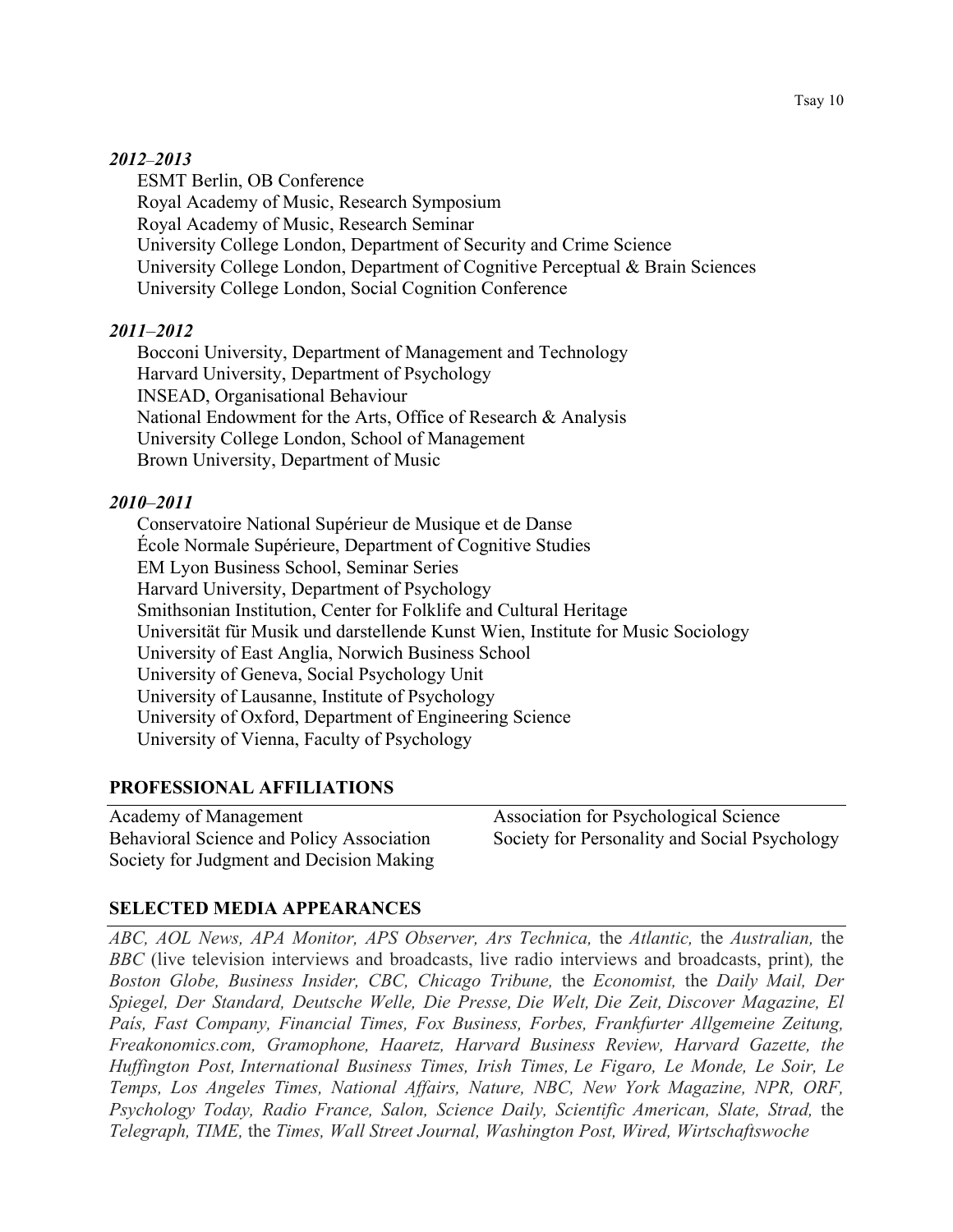*2012–2013*

ESMT Berlin, OB Conference
Royal Academy of Music, Research Symposium
Royal Academy of Music, Research Seminar
University College London, Department of Security and Crime Science
University College London, Department of Cognitive Perceptual & Brain Sciences
University College London, Social Cognition Conference

*2011–2012*

Bocconi University, Department of Management and Technology
Harvard University, Department of Psychology
INSEAD, Organisational Behaviour
National Endowment for the Arts, Office of Research & Analysis
University College London, School of Management
Brown University, Department of Music

*2010–2011*

Conservatoire National Supérieur de Musique et de Danse
École Normale Supérieure, Department of Cognitive Studies
EM Lyon Business School, Seminar Series
Harvard University, Department of Psychology
Smithsonian Institution, Center for Folklife and Cultural Heritage
Universität für Musik und darstellende Kunst Wien, Institute for Music Sociology
University of East Anglia, Norwich Business School
University of Geneva, Social Psychology Unit
University of Lausanne, Institute of Psychology
University of Oxford, Department of Engineering Science
University of Vienna, Faculty of Psychology

## PROFESSIONAL AFFILIATIONS

Academy of Management
Behavioral Science and Policy Association
Society for Judgment and Decision Making
Association for Psychological Science
Society for Personality and Social Psychology

## SELECTED MEDIA APPEARANCES

*ABC, AOL News, APA Monitor, APS Observer, Ars Technica,* the *Atlantic,* the *Australian,* the *BBC* (live television interviews and broadcasts, live radio interviews and broadcasts, print), the *Boston Globe, Business Insider, CBC, Chicago Tribune,* the *Economist,* the *Daily Mail, Der Spiegel, Der Standard, Deutsche Welle, Die Presse, Die Welt, Die Zeit, Discover Magazine, El País, Fast Company, Financial Times, Fox Business, Forbes, Frankfurter Allgemeine Zeitung, Freakonomics.com, Gramophone, Haaretz, Harvard Business Review, Harvard Gazette, the Huffington Post, International Business Times, Irish Times, Le Figaro, Le Monde, Le Soir, Le Temps, Los Angeles Times, National Affairs, Nature, NBC, New York Magazine, NPR, ORF, Psychology Today, Radio France, Salon, Science Daily, Scientific American, Slate, Strad,* the *Telegraph, TIME,* the *Times, Wall Street Journal, Washington Post, Wired, Wirtschaftswoche*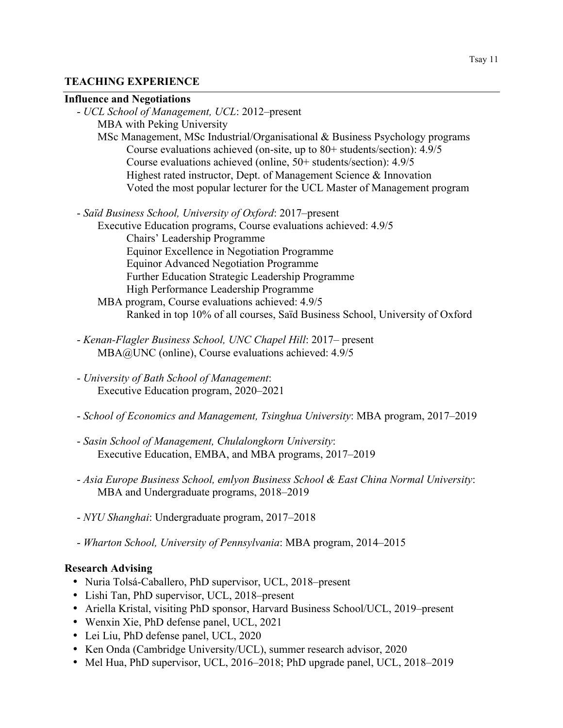## TEACHING EXPERIENCE

### Influence and Negotiations

- *UCL School of Management, UCL*: 2012–present
  - MBA with Peking University
  - MSc Management, MSc Industrial/Organisational & Business Psychology programs
    - Course evaluations achieved (on-site, up to 80+ students/section): 4.9/5
    - Course evaluations achieved (online, 50+ students/section): 4.9/5
    - Highest rated instructor, Dept. of Management Science & Innovation
    - Voted the most popular lecturer for the UCL Master of Management program

- *Saïd Business School, University of Oxford*: 2017–present
  - Executive Education programs, Course evaluations achieved: 4.9/5
    - Chairs' Leadership Programme
    - Equinor Excellence in Negotiation Programme
    - Equinor Advanced Negotiation Programme
    - Further Education Strategic Leadership Programme
    - High Performance Leadership Programme
  - MBA program, Course evaluations achieved: 4.9/5
    - Ranked in top 10% of all courses, Saïd Business School, University of Oxford

- *Kenan-Flagler Business School, UNC Chapel Hill*: 2017– present
  - MBA@UNC (online), Course evaluations achieved: 4.9/5

- *University of Bath School of Management*:
  - Executive Education program, 2020–2021

- *School of Economics and Management, Tsinghua University*: MBA program, 2017–2019

- *Sasin School of Management, Chulalongkorn University*:
  - Executive Education, EMBA, and MBA programs, 2017–2019

- *Asia Europe Business School, emlyon Business School & East China Normal University*:
  - MBA and Undergraduate programs, 2018–2019

- *NYU Shanghai*: Undergraduate program, 2017–2018

- *Wharton School, University of Pennsylvania*: MBA program, 2014–2015

### Research Advising

- Nuria Tolsá-Caballero, PhD supervisor, UCL, 2018–present
- Lishi Tan, PhD supervisor, UCL, 2018–present
- Ariella Kristal, visiting PhD sponsor, Harvard Business School/UCL, 2019–present
- Wenxin Xie, PhD defense panel, UCL, 2021
- Lei Liu, PhD defense panel, UCL, 2020
- Ken Onda (Cambridge University/UCL), summer research advisor, 2020
- Mel Hua, PhD supervisor, UCL, 2016–2018; PhD upgrade panel, UCL, 2018–2019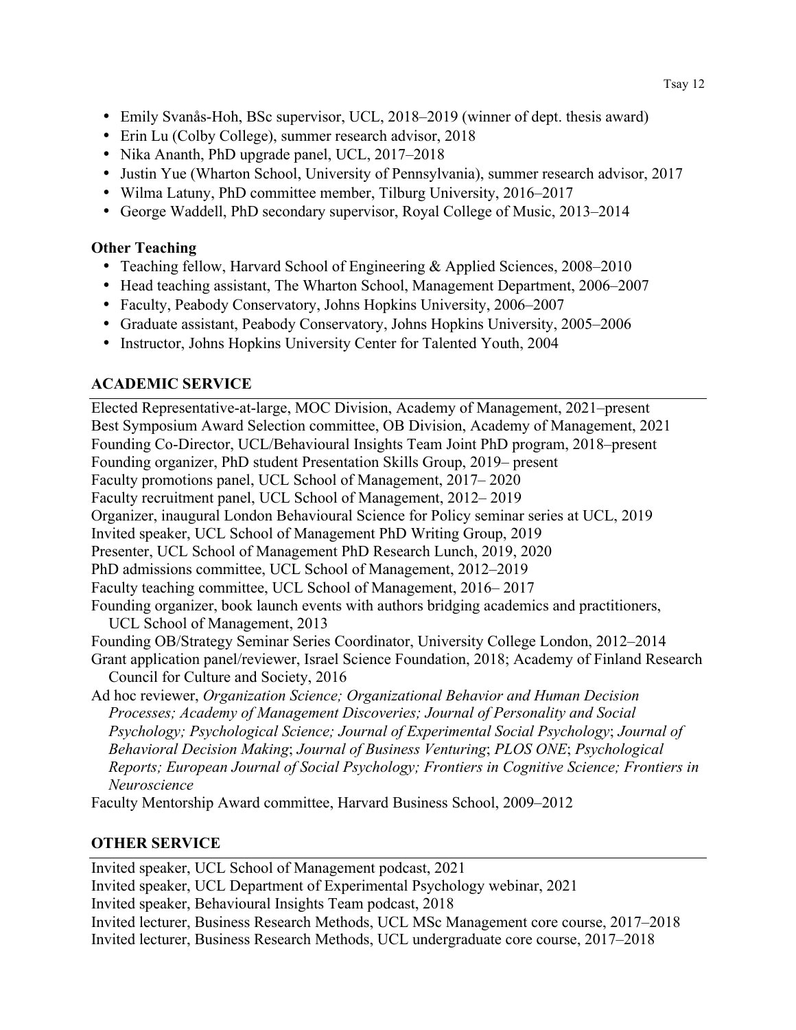- Emily Svanås-Hoh, BSc supervisor, UCL, 2018–2019 (winner of dept. thesis award)
- Erin Lu (Colby College), summer research advisor, 2018
- Nika Ananth, PhD upgrade panel, UCL, 2017–2018
- Justin Yue (Wharton School, University of Pennsylvania), summer research advisor, 2017
- Wilma Latuny, PhD committee member, Tilburg University, 2016–2017
- George Waddell, PhD secondary supervisor, Royal College of Music, 2013–2014

**Other Teaching**

- Teaching fellow, Harvard School of Engineering & Applied Sciences, 2008–2010
- Head teaching assistant, The Wharton School, Management Department, 2006–2007
- Faculty, Peabody Conservatory, Johns Hopkins University, 2006–2007
- Graduate assistant, Peabody Conservatory, Johns Hopkins University, 2005–2006
- Instructor, Johns Hopkins University Center for Talented Youth, 2004

## ACADEMIC SERVICE

Elected Representative-at-large, MOC Division, Academy of Management, 2021–present
Best Symposium Award Selection committee, OB Division, Academy of Management, 2021
Founding Co-Director, UCL/Behavioural Insights Team Joint PhD program, 2018–present
Founding organizer, PhD student Presentation Skills Group, 2019– present
Faculty promotions panel, UCL School of Management, 2017– 2020
Faculty recruitment panel, UCL School of Management, 2012– 2019
Organizer, inaugural London Behavioural Science for Policy seminar series at UCL, 2019
Invited speaker, UCL School of Management PhD Writing Group, 2019
Presenter, UCL School of Management PhD Research Lunch, 2019, 2020
PhD admissions committee, UCL School of Management, 2012–2019
Faculty teaching committee, UCL School of Management, 2016– 2017
Founding organizer, book launch events with authors bridging academics and practitioners, UCL School of Management, 2013
Founding OB/Strategy Seminar Series Coordinator, University College London, 2012–2014
Grant application panel/reviewer, Israel Science Foundation, 2018; Academy of Finland Research Council for Culture and Society, 2016
Ad hoc reviewer, *Organization Science; Organizational Behavior and Human Decision Processes; Academy of Management Discoveries; Journal of Personality and Social Psychology; Psychological Science; Journal of Experimental Social Psychology*; *Journal of Behavioral Decision Making*; *Journal of Business Venturing*; *PLOS ONE*; *Psychological Reports; European Journal of Social Psychology; Frontiers in Cognitive Science; Frontiers in Neuroscience*
Faculty Mentorship Award committee, Harvard Business School, 2009–2012

## OTHER SERVICE

Invited speaker, UCL School of Management podcast, 2021
Invited speaker, UCL Department of Experimental Psychology webinar, 2021
Invited speaker, Behavioural Insights Team podcast, 2018
Invited lecturer, Business Research Methods, UCL MSc Management core course, 2017–2018
Invited lecturer, Business Research Methods, UCL undergraduate core course, 2017–2018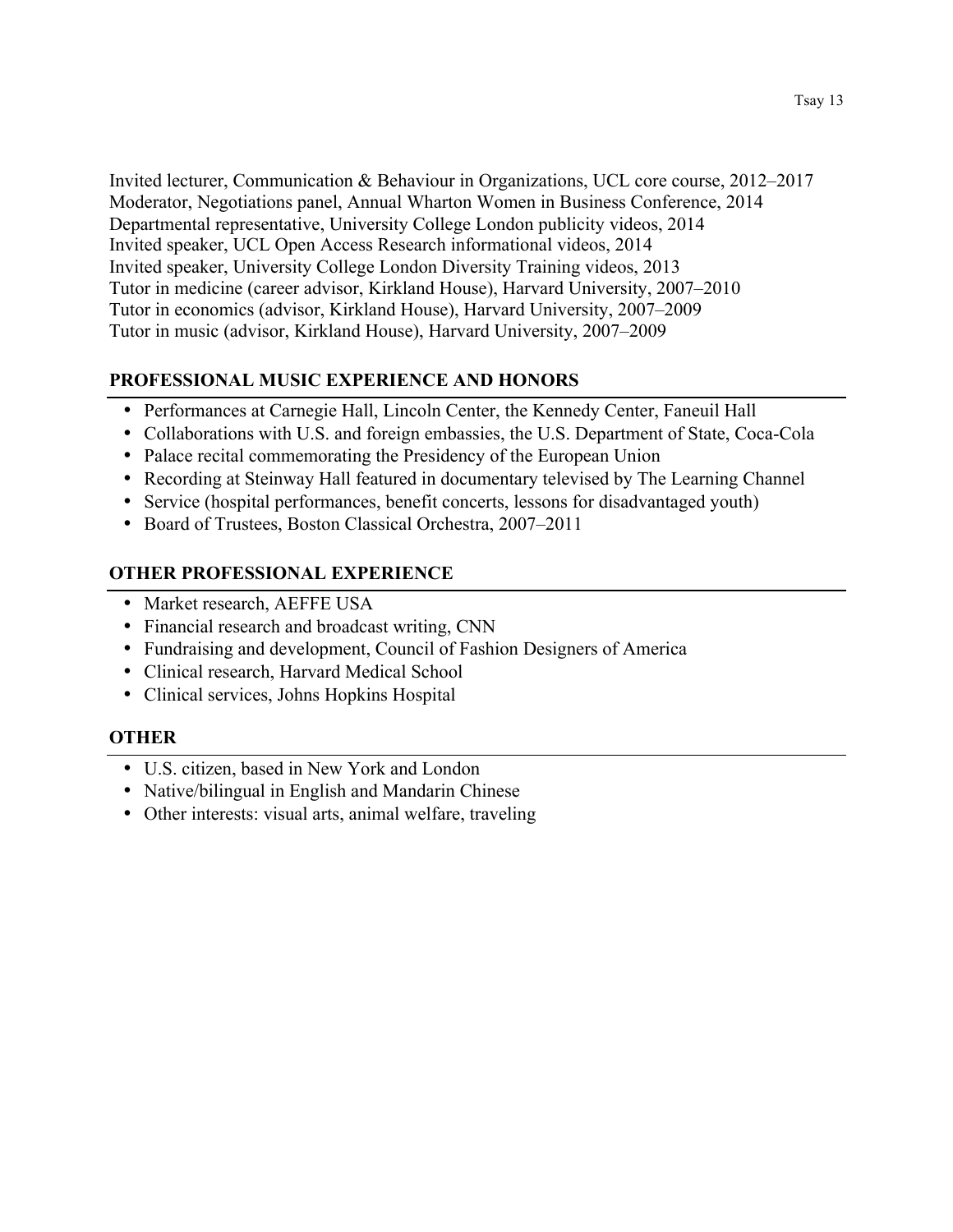Invited lecturer, Communication & Behaviour in Organizations, UCL core course, 2012–2017
Moderator, Negotiations panel, Annual Wharton Women in Business Conference, 2014
Departmental representative, University College London publicity videos, 2014
Invited speaker, UCL Open Access Research informational videos, 2014
Invited speaker, University College London Diversity Training videos, 2013
Tutor in medicine (career advisor, Kirkland House), Harvard University, 2007–2010
Tutor in economics (advisor, Kirkland House), Harvard University, 2007–2009
Tutor in music (advisor, Kirkland House), Harvard University, 2007–2009

## PROFESSIONAL MUSIC EXPERIENCE AND HONORS

- Performances at Carnegie Hall, Lincoln Center, the Kennedy Center, Faneuil Hall
- Collaborations with U.S. and foreign embassies, the U.S. Department of State, Coca-Cola
- Palace recital commemorating the Presidency of the European Union
- Recording at Steinway Hall featured in documentary televised by The Learning Channel
- Service (hospital performances, benefit concerts, lessons for disadvantaged youth)
- Board of Trustees, Boston Classical Orchestra, 2007–2011

## OTHER PROFESSIONAL EXPERIENCE

- Market research, AEFFE USA
- Financial research and broadcast writing, CNN
- Fundraising and development, Council of Fashion Designers of America
- Clinical research, Harvard Medical School
- Clinical services, Johns Hopkins Hospital

## OTHER

- U.S. citizen, based in New York and London
- Native/bilingual in English and Mandarin Chinese
- Other interests: visual arts, animal welfare, traveling